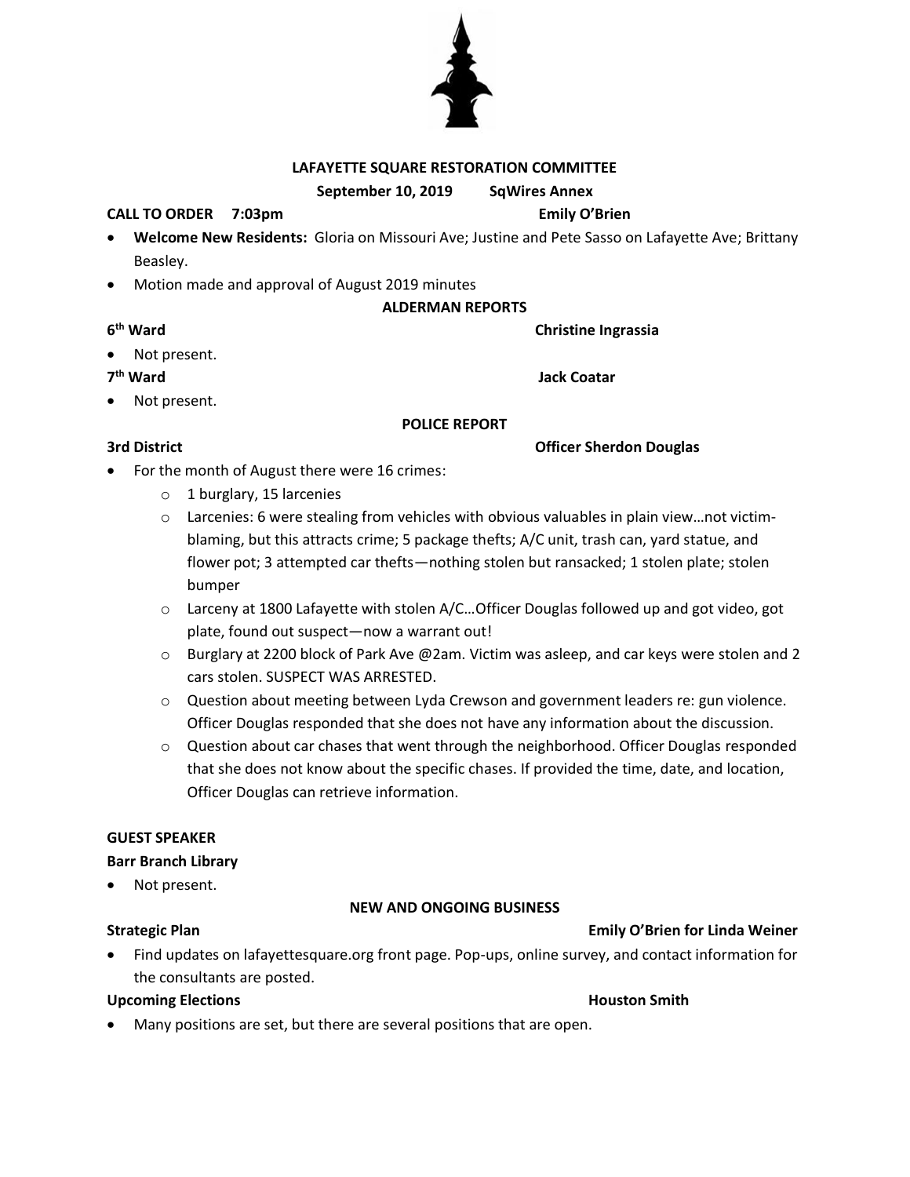# LAFAYETTE SQUARE RESTORATION COMMITTEE

**September 10, 2019 SqWires Annex**

**CALL TO ORDER 7:03pm** **Emily O'Brien**

- **Welcome New Residents:** Gloria on Missouri Ave; Justine and Pete Sasso on Lafayette Ave; Brittany Beasley.
- Motion made and approval of August 2019 minutes

## ALDERMAN REPORTS

**6th Ward** **Christine Ingrassia**

- Not present.

**7th Ward** **Jack Coatar**

- Not present.

## POLICE REPORT

**3rd District** **Officer Sherdon Douglas**

- For the month of August there were 16 crimes:
  - 1 burglary, 15 larcenies
  - Larcenies: 6 were stealing from vehicles with obvious valuables in plain view…not victim-blaming, but this attracts crime; 5 package thefts; A/C unit, trash can, yard statue, and flower pot; 3 attempted car thefts—nothing stolen but ransacked; 1 stolen plate; stolen bumper
  - Larceny at 1800 Lafayette with stolen A/C…Officer Douglas followed up and got video, got plate, found out suspect—now a warrant out!
  - Burglary at 2200 block of Park Ave @2am. Victim was asleep, and car keys were stolen and 2 cars stolen. SUSPECT WAS ARRESTED.
  - Question about meeting between Lyda Crewson and government leaders re: gun violence. Officer Douglas responded that she does not have any information about the discussion.
  - Question about car chases that went through the neighborhood. Officer Douglas responded that she does not know about the specific chases. If provided the time, date, and location, Officer Douglas can retrieve information.

**GUEST SPEAKER**

**Barr Branch Library**

- Not present.

## NEW AND ONGOING BUSINESS

**Strategic Plan** **Emily O'Brien for Linda Weiner**

- Find updates on lafayettesquare.org front page. Pop-ups, online survey, and contact information for the consultants are posted.

**Upcoming Elections** **Houston Smith**

- Many positions are set, but there are several positions that are open.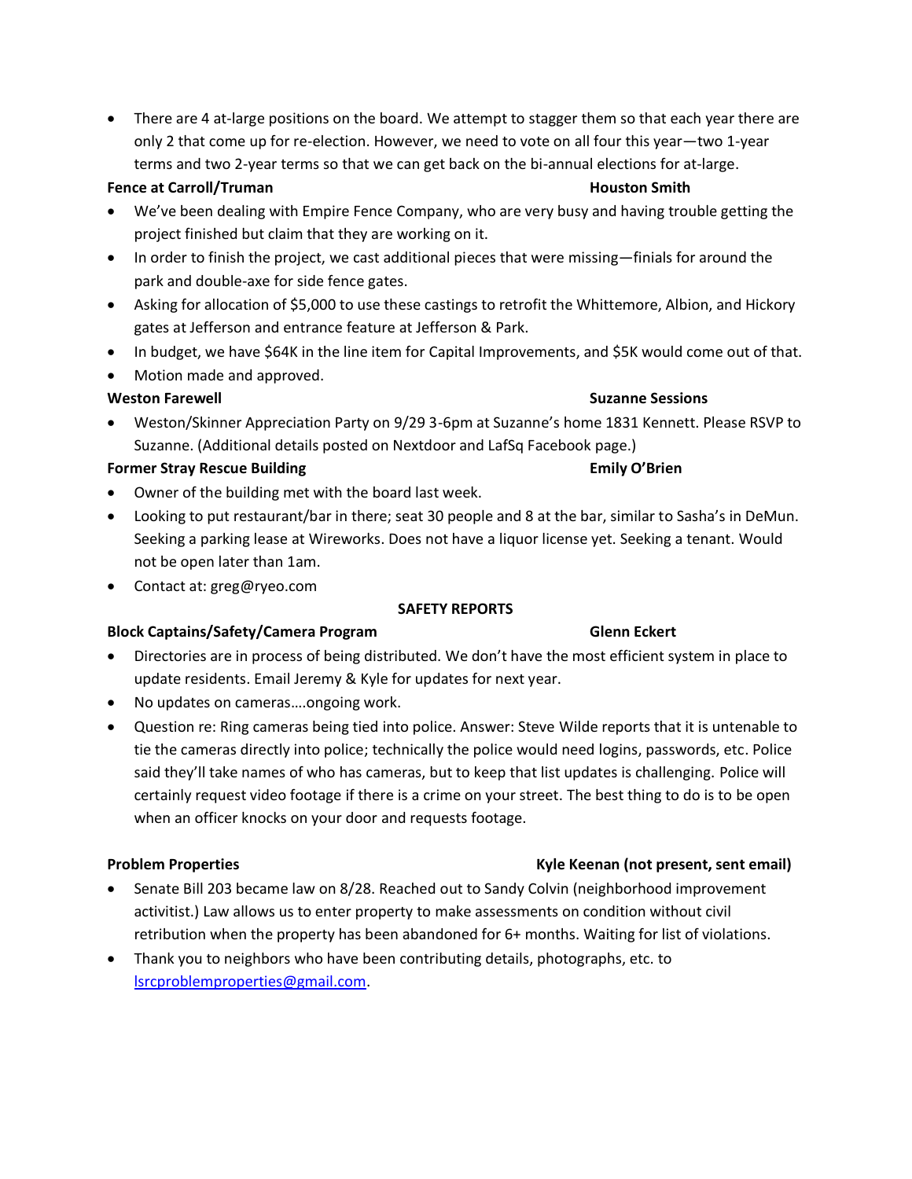- There are 4 at-large positions on the board. We attempt to stagger them so that each year there are only 2 that come up for re-election. However, we need to vote on all four this year—two 1-year terms and two 2-year terms so that we can get back on the bi-annual elections for at-large.

**Fence at Carroll/Truman** **Houston Smith**

- We've been dealing with Empire Fence Company, who are very busy and having trouble getting the project finished but claim that they are working on it.
- In order to finish the project, we cast additional pieces that were missing—finials for around the park and double-axe for side fence gates.
- Asking for allocation of $5,000 to use these castings to retrofit the Whittemore, Albion, and Hickory gates at Jefferson and entrance feature at Jefferson & Park.
- In budget, we have $64K in the line item for Capital Improvements, and $5K would come out of that.
- Motion made and approved.

**Weston Farewell** **Suzanne Sessions**

- Weston/Skinner Appreciation Party on 9/29 3-6pm at Suzanne's home 1831 Kennett. Please RSVP to Suzanne. (Additional details posted on Nextdoor and LafSq Facebook page.)

**Former Stray Rescue Building** **Emily O'Brien**

- Owner of the building met with the board last week.
- Looking to put restaurant/bar in there; seat 30 people and 8 at the bar, similar to Sasha's in DeMun. Seeking a parking lease at Wireworks. Does not have a liquor license yet. Seeking a tenant. Would not be open later than 1am.
- Contact at: greg@ryeo.com

**SAFETY REPORTS**

**Block Captains/Safety/Camera Program** **Glenn Eckert**

- Directories are in process of being distributed. We don't have the most efficient system in place to update residents. Email Jeremy & Kyle for updates for next year.
- No updates on cameras….ongoing work.
- Question re: Ring cameras being tied into police. Answer: Steve Wilde reports that it is untenable to tie the cameras directly into police; technically the police would need logins, passwords, etc. Police said they'll take names of who has cameras, but to keep that list updates is challenging. Police will certainly request video footage if there is a crime on your street. The best thing to do is to be open when an officer knocks on your door and requests footage.

**Problem Properties** **Kyle Keenan (not present, sent email)**

- Senate Bill 203 became law on 8/28. Reached out to Sandy Colvin (neighborhood improvement activitist.) Law allows us to enter property to make assessments on condition without civil retribution when the property has been abandoned for 6+ months. Waiting for list of violations.
- Thank you to neighbors who have been contributing details, photographs, etc. to lsrcproblemproperties@gmail.com.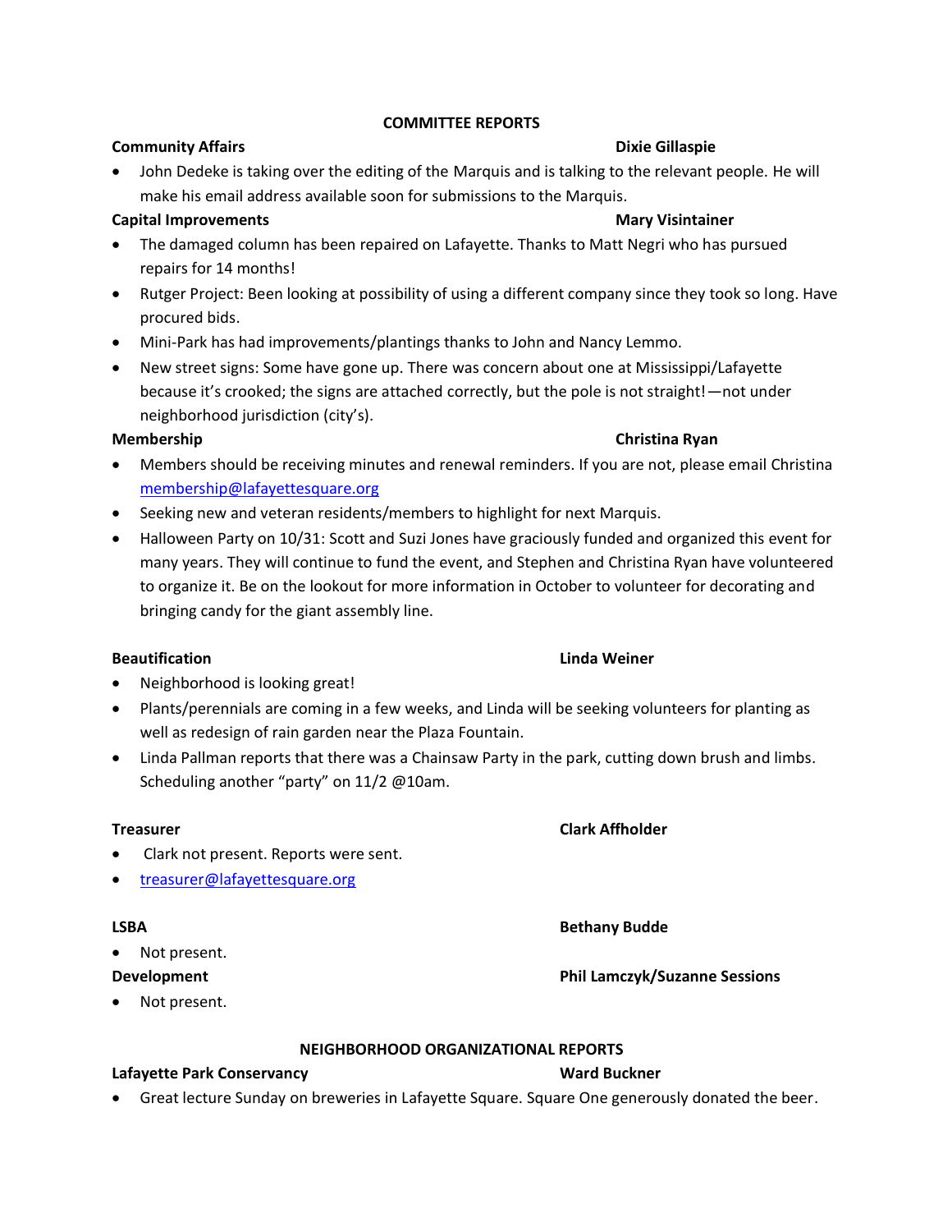## COMMITTEE REPORTS

**Community Affairs** **Dixie Gillaspie**

- John Dedeke is taking over the editing of the Marquis and is talking to the relevant people. He will make his email address available soon for submissions to the Marquis.

**Capital Improvements** **Mary Visintainer**

- The damaged column has been repaired on Lafayette. Thanks to Matt Negri who has pursued repairs for 14 months!
- Rutger Project: Been looking at possibility of using a different company since they took so long. Have procured bids.
- Mini-Park has had improvements/plantings thanks to John and Nancy Lemmo.
- New street signs: Some have gone up. There was concern about one at Mississippi/Lafayette because it's crooked; the signs are attached correctly, but the pole is not straight!—not under neighborhood jurisdiction (city's).

**Membership** **Christina Ryan**

- Members should be receiving minutes and renewal reminders. If you are not, please email Christina membership@lafayettesquare.org
- Seeking new and veteran residents/members to highlight for next Marquis.
- Halloween Party on 10/31: Scott and Suzi Jones have graciously funded and organized this event for many years. They will continue to fund the event, and Stephen and Christina Ryan have volunteered to organize it. Be on the lookout for more information in October to volunteer for decorating and bringing candy for the giant assembly line.

**Beautification** **Linda Weiner**

- Neighborhood is looking great!
- Plants/perennials are coming in a few weeks, and Linda will be seeking volunteers for planting as well as redesign of rain garden near the Plaza Fountain.
- Linda Pallman reports that there was a Chainsaw Party in the park, cutting down brush and limbs. Scheduling another "party" on 11/2 @10am.

**Treasurer** **Clark Affholder**

- Clark not present. Reports were sent.
- treasurer@lafayettesquare.org

**LSBA** **Bethany Budde**

- Not present.

**Development** **Phil Lamczyk/Suzanne Sessions**

- Not present.

## NEIGHBORHOOD ORGANIZATIONAL REPORTS

**Lafayette Park Conservancy** **Ward Buckner**

- Great lecture Sunday on breweries in Lafayette Square. Square One generously donated the beer.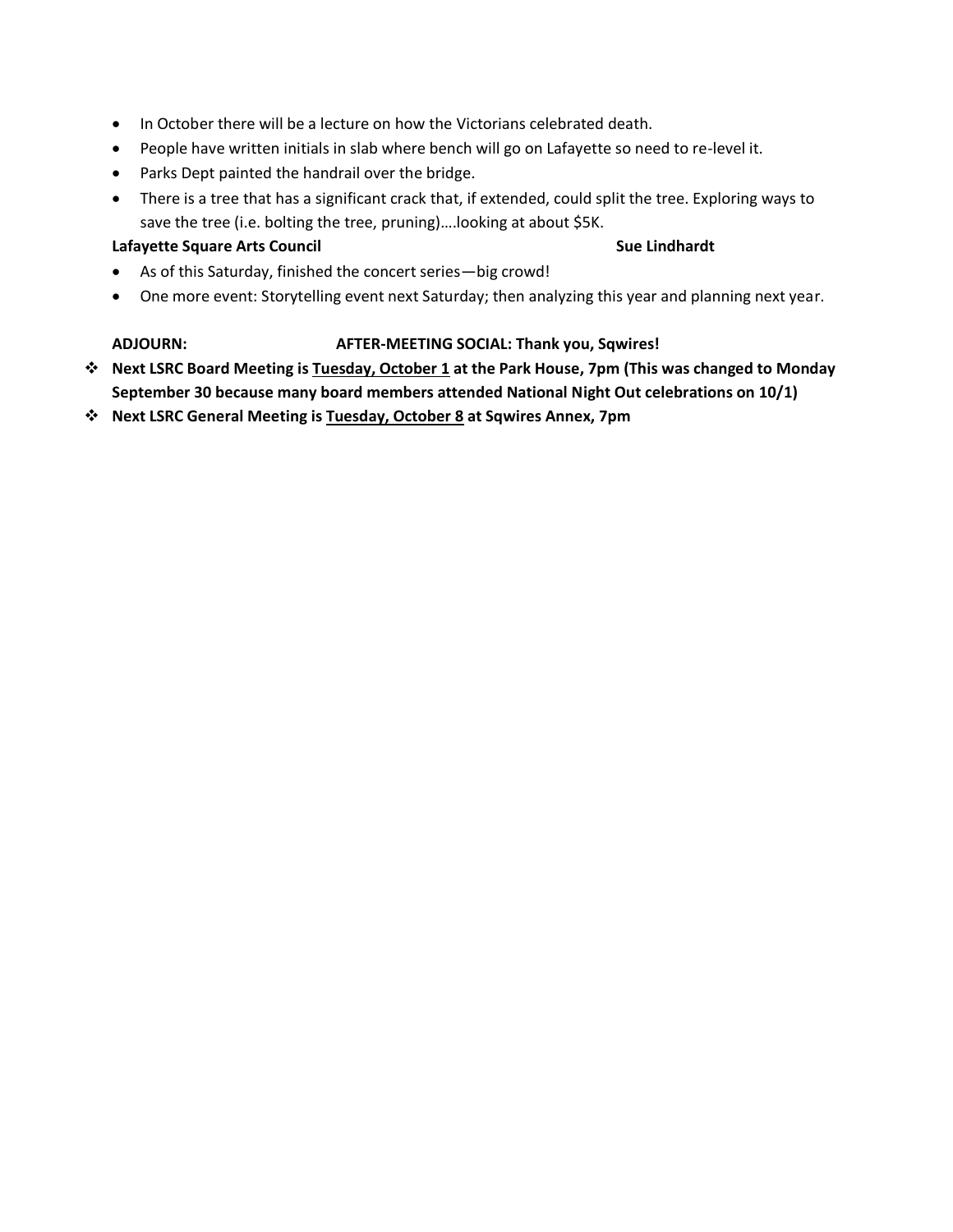- In October there will be a lecture on how the Victorians celebrated death.
- People have written initials in slab where bench will go on Lafayette so need to re-level it.
- Parks Dept painted the handrail over the bridge.
- There is a tree that has a significant crack that, if extended, could split the tree. Exploring ways to save the tree (i.e. bolting the tree, pruning)….looking at about $5K.

**Lafayette Square Arts Council** **Sue Lindhardt**

- As of this Saturday, finished the concert series—big crowd!
- One more event: Storytelling event next Saturday; then analyzing this year and planning next year.

**ADJOURN:** **AFTER-MEETING SOCIAL: Thank you, Sqwires!**

- **Next LSRC Board Meeting is <u>Tuesday, October 1</u> at the Park House, 7pm (This was changed to Monday September 30 because many board members attended National Night Out celebrations on 10/1)**
- **Next LSRC General Meeting is <u>Tuesday, October 8</u> at Sqwires Annex, 7pm**